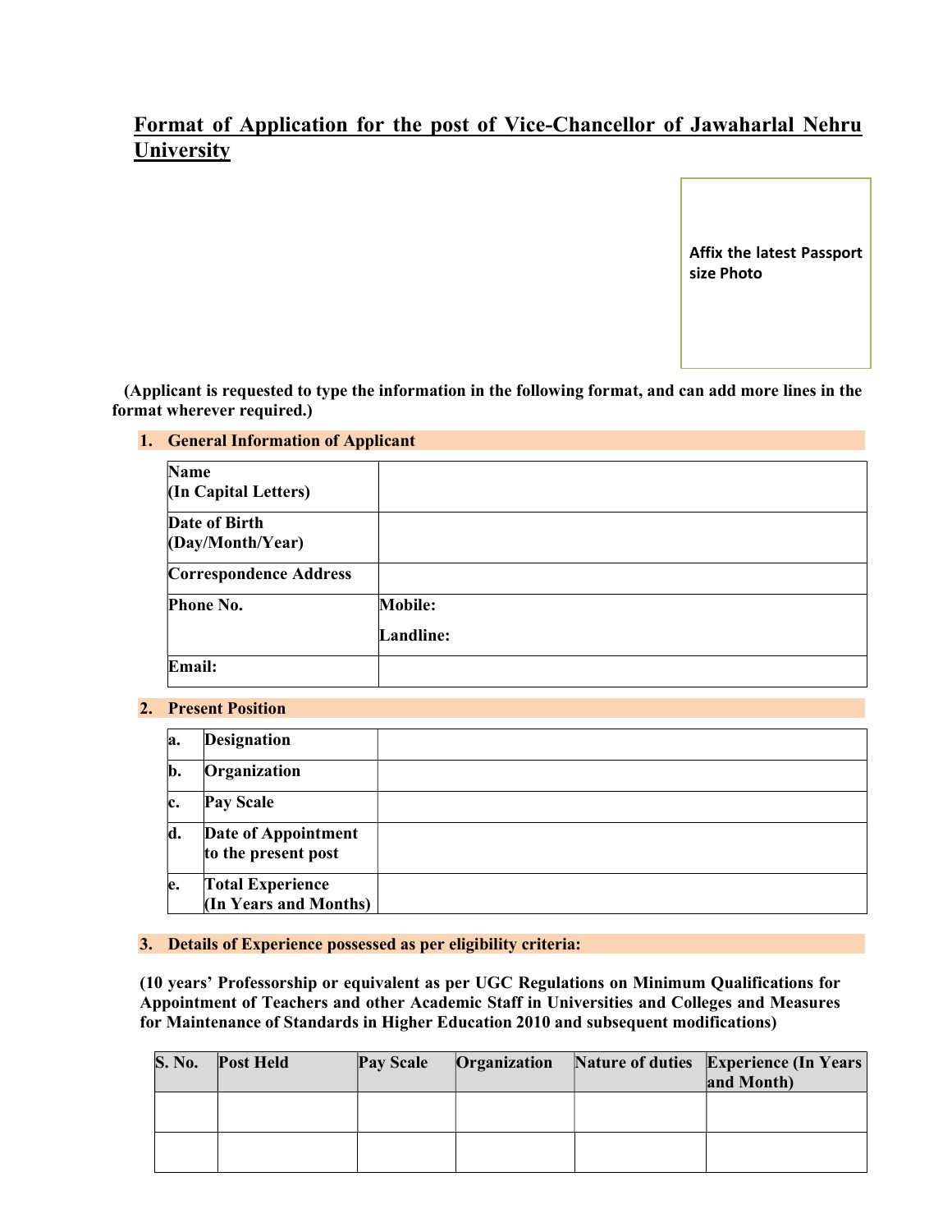# Format of Application for the post of Vice-Chancellor of Jawaharlal Nehru University

Affix the latest Passport size Photo

**(Applicant is requested to type the information in the following format, and can add more lines in the format wherever required.)**

## 1. General Information of Applicant

| | |
|---|---|
| **Name (In Capital Letters)** | |
| **Date of Birth (Day/Month/Year)** | |
| **Correspondence Address** | |
| **Phone No.** | **Mobile:** <br> **Landline:** |
| **Email:** | |

## 2. Present Position

| | | |
|---|---|---|
| **a.** | **Designation** | |
| **b.** | **Organization** | |
| **c.** | **Pay Scale** | |
| **d.** | **Date of Appointment to the present post** | |
| **e.** | **Total Experience (In Years and Months)** | |

## 3. Details of Experience possessed as per eligibility criteria:

**(10 years' Professorship or equivalent as per UGC Regulations on Minimum Qualifications for Appointment of Teachers and other Academic Staff in Universities and Colleges and Measures for Maintenance of Standards in Higher Education 2010 and subsequent modifications)**

| S. No. | Post Held | Pay Scale | Organization | Nature of duties | Experience (In Years and Month) |
|---|---|---|---|---|---|
| | | | | | |
| | | | | | |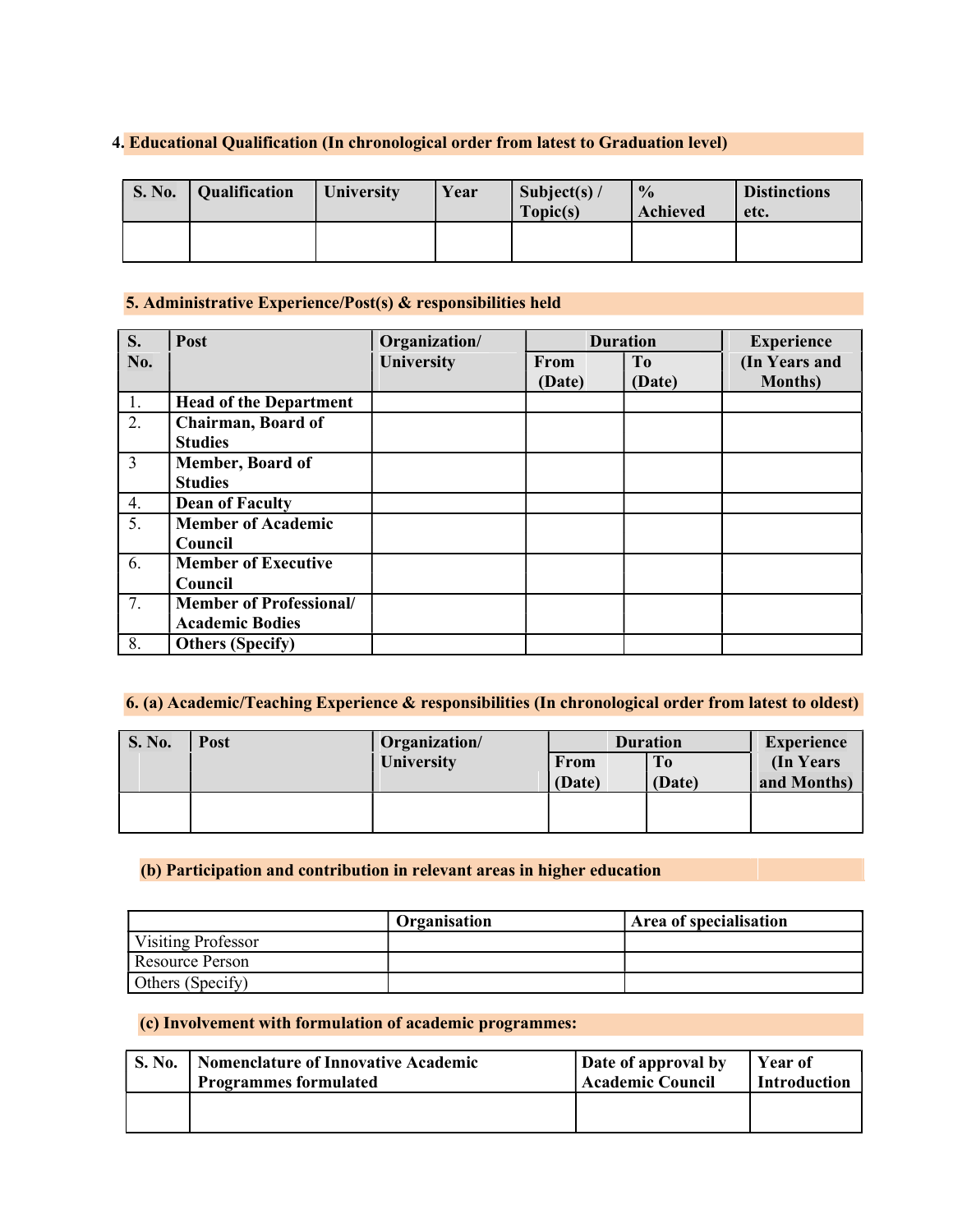### 4. Educational Qualification (In chronological order from latest to Graduation level)

| S. No. | Qualification | University | Year | Subject(s) / Topic(s) | % Achieved | Distinctions etc. |
|---|---|---|---|---|---|---|
| | | | | | | |

### 5. Administrative Experience/Post(s) & responsibilities held

| S. No. | Post | Organization/ University | Duration | | Experience (In Years and Months) |
|---|---|---|---|---|---|
| | | | From (Date) | To (Date) | |
| 1. | **Head of the Department** | | | | |
| 2. | **Chairman, Board of Studies** | | | | |
| 3 | **Member, Board of Studies** | | | | |
| 4. | **Dean of Faculty** | | | | |
| 5. | **Member of Academic Council** | | | | |
| 6. | **Member of Executive Council** | | | | |
| 7. | **Member of Professional/ Academic Bodies** | | | | |
| 8. | **Others (Specify)** | | | | |

### 6. (a) Academic/Teaching Experience & responsibilities (In chronological order from latest to oldest)

| S. No. | Post | Organization/ University | Duration | | Experience (In Years and Months) |
|---|---|---|---|---|---|
| | | | From (Date) | To (Date) | |
| | | | | | |

### (b) Participation and contribution in relevant areas in higher education

| | Organisation | Area of specialisation |
|---|---|---|
| Visiting Professor | | |
| Resource Person | | |
| Others (Specify) | | |

### (c) Involvement with formulation of academic programmes:

| S. No. | Nomenclature of Innovative Academic Programmes formulated | Date of approval by Academic Council | Year of Introduction |
|---|---|---|---|
| | | | |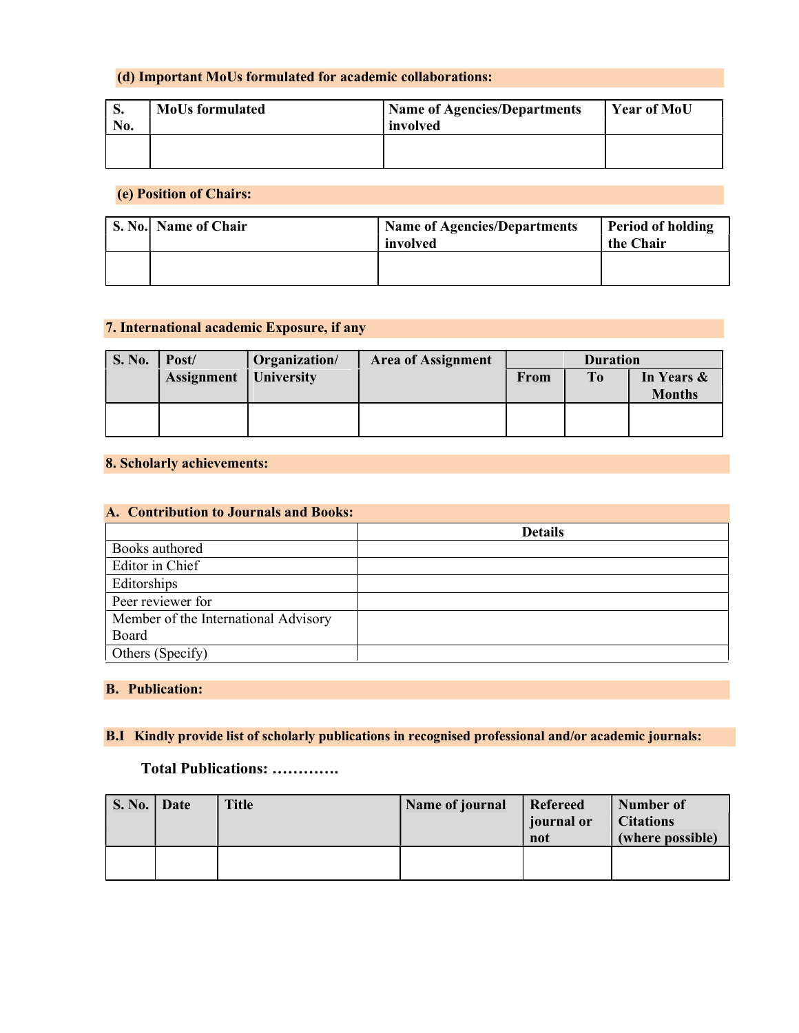### (d) Important MoUs formulated for academic collaborations:

| S. No. | MoUs formulated | Name of Agencies/Departments involved | Year of MoU |
|---|---|---|---|
| | | | |

### (e) Position of Chairs:

| S. No. | Name of Chair | Name of Agencies/Departments involved | Period of holding the Chair |
|---|---|---|---|
| | | | |

## 7. International academic Exposure, if any

| S. No. | Post/ Assignment | Organization/ University | Area of Assignment | Duration | | |
|---|---|---|---|---|---|---|
| | | | | From | To | In Years & Months |
| | | | | | | |

## 8. Scholarly achievements:

### A. Contribution to Journals and Books:

| | Details |
|---|---|
| Books authored | |
| Editor in Chief | |
| Editorships | |
| Peer reviewer for | |
| Member of the International Advisory Board | |
| Others (Specify) | |

### B. Publication:

### B.I Kindly provide list of scholarly publications in recognised professional and/or academic journals:

**Total Publications: ………….**

| S. No. | Date | Title | Name of journal | Refereed journal or not | Number of Citations (where possible) |
|---|---|---|---|---|---|
| | | | | | |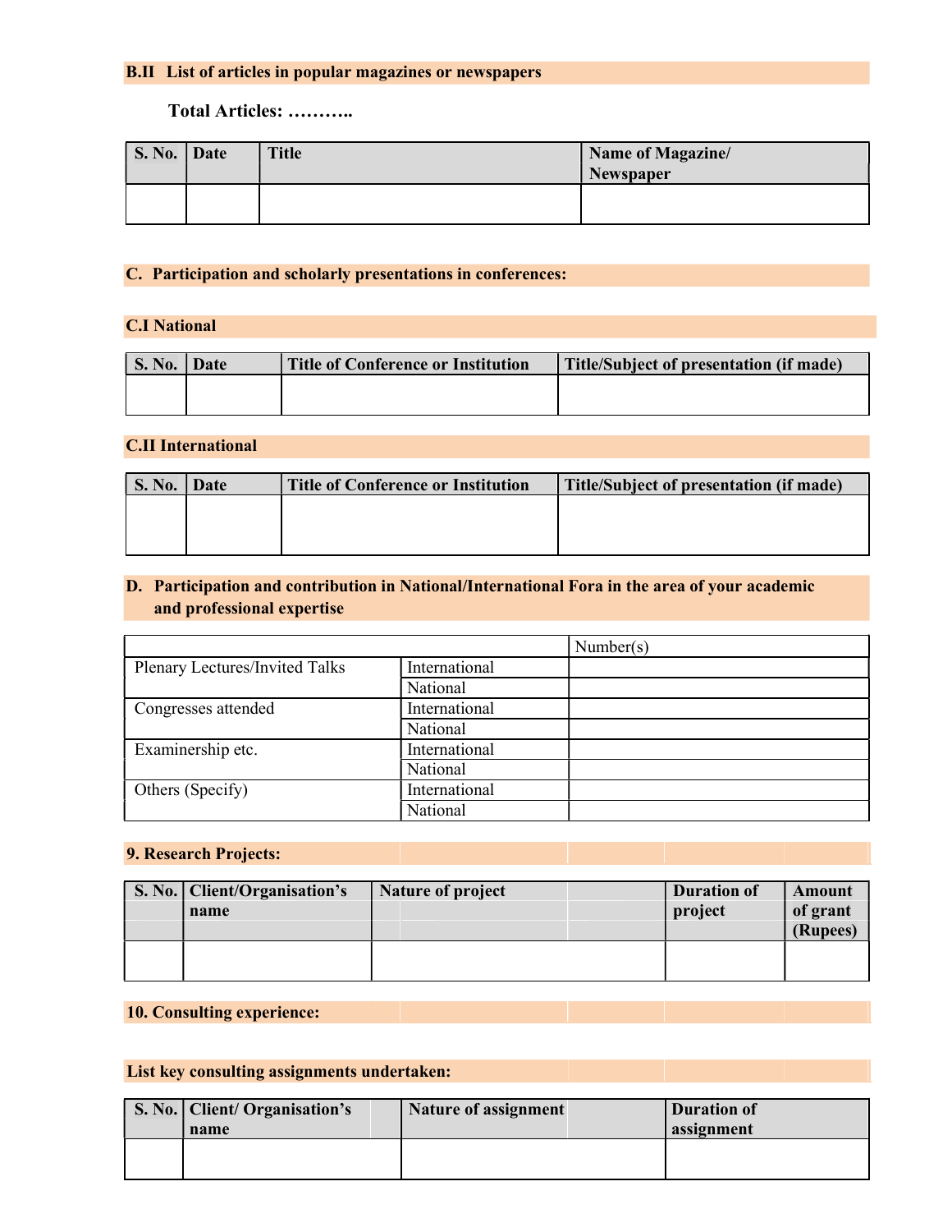### B.II List of articles in popular magazines or newspapers

**Total Articles: ………..**

| S. No. | Date | Title | Name of Magazine/ Newspaper |
|---|---|---|---|
| | | | |

### C. Participation and scholarly presentations in conferences:

### C.I National

| S. No. | Date | Title of Conference or Institution | Title/Subject of presentation (if made) |
|---|---|---|---|
| | | | |

### C.II International

| S. No. | Date | Title of Conference or Institution | Title/Subject of presentation (if made) |
|---|---|---|---|
| | | | |

### D. Participation and contribution in National/International Fora in the area of your academic and professional expertise

| | | Number(s) |
|---|---|---|
| Plenary Lectures/Invited Talks | International | |
| | National | |
| Congresses attended | International | |
| | National | |
| Examinership etc. | International | |
| | National | |
| Others (Specify) | International | |
| | National | |

### 9. Research Projects:

| S. No. | Client/Organisation's name | Nature of project | Duration of project | Amount of grant (Rupees) |
|---|---|---|---|---|
| | | | | |

### 10. Consulting experience:

### List key consulting assignments undertaken:

| S. No. | Client/ Organisation's name | Nature of assignment | Duration of assignment |
|---|---|---|---|
| | | | |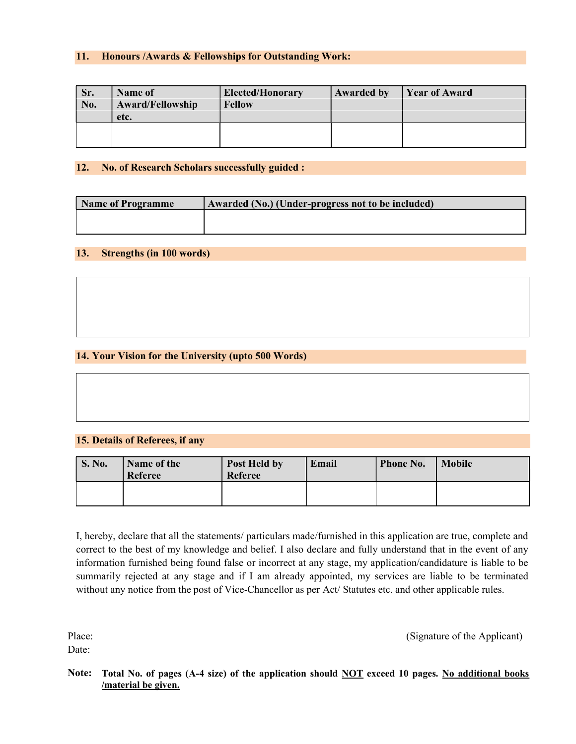**11. Honours /Awards & Fellowships for Outstanding Work:**

| Sr. No. | Name of Award/Fellowship etc. | Elected/Honorary Fellow | Awarded by | Year of Award |
|---|---|---|---|---|
| | | | | |

**12. No. of Research Scholars successfully guided :**

| Name of Programme | Awarded (No.) (Under-progress not to be included) |
|---|---|
| | |

**13. Strengths (in 100 words)**

| |
|---|
| |

**14. Your Vision for the University (upto 500 Words)**

| |
|---|
| |

**15. Details of Referees, if any**

| S. No. | Name of the Referee | Post Held by Referee | Email | Phone No. | Mobile |
|---|---|---|---|---|---|
| | | | | | |

I, hereby, declare that all the statements/ particulars made/furnished in this application are true, complete and correct to the best of my knowledge and belief. I also declare and fully understand that in the event of any information furnished being found false or incorrect at any stage, my application/candidature is liable to be summarily rejected at any stage and if I am already appointed, my services are liable to be terminated without any notice from the post of Vice-Chancellor as per Act/ Statutes etc. and other applicable rules.

Place:
Date:

(Signature of the Applicant)

**Note: Total No. of pages (A-4 size) of the application should NOT exceed 10 pages. No additional books /material be given.**